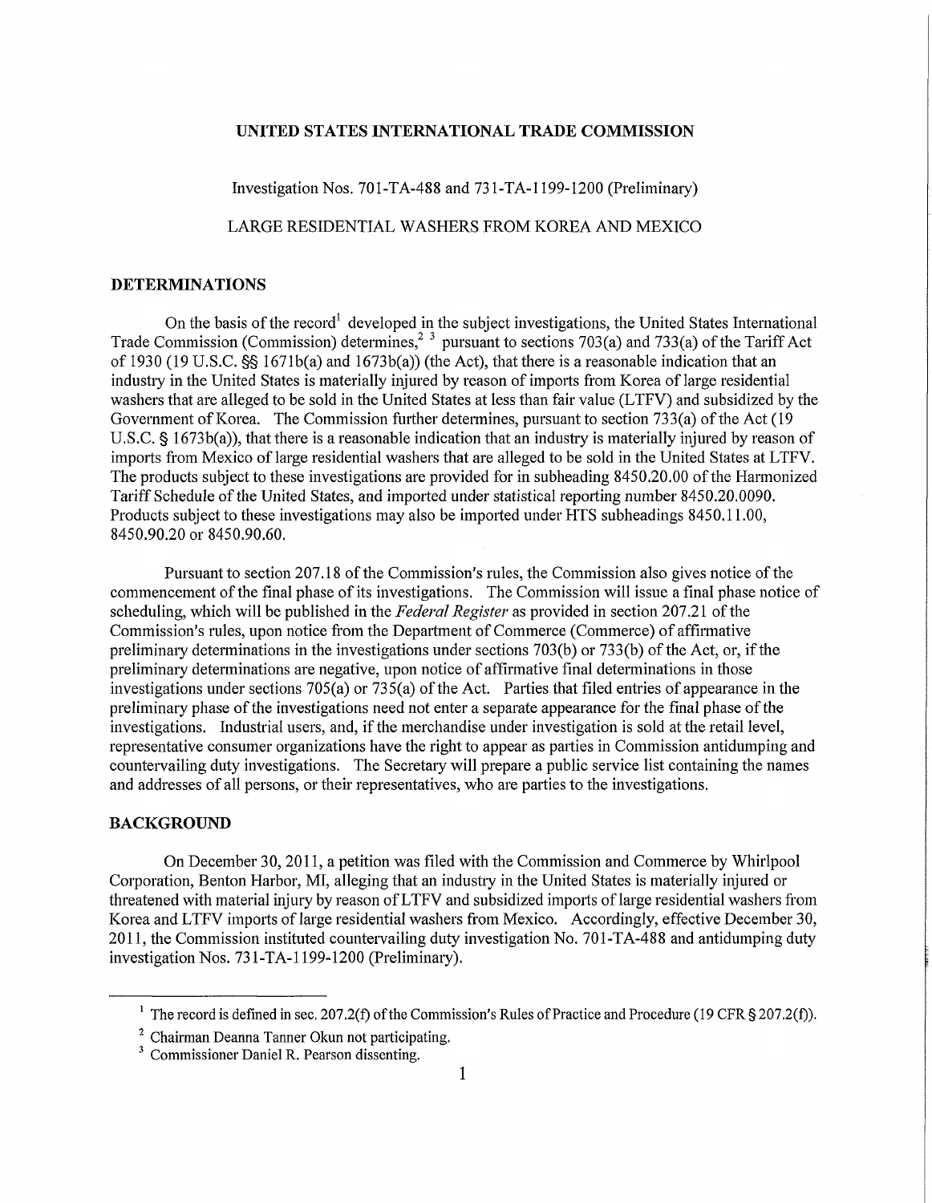**UNITED STATES INTERNATIONAL TRADE COMMISSION**

Investigation Nos. 701-TA-488 and 731-TA-1199-1200 (Preliminary)

LARGE RESIDENTIAL WASHERS FROM KOREA AND MEXICO

## DETERMINATIONS

On the basis of the record[1] developed in the subject investigations, the United States International Trade Commission (Commission) determines,[2] [3] pursuant to sections 703(a) and 733(a) of the Tariff Act of 1930 (19 U.S.C. §§ 1671b(a) and 1673b(a)) (the Act), that there is a reasonable indication that an industry in the United States is materially injured by reason of imports from Korea of large residential washers that are alleged to be sold in the United States at less than fair value (LTFV) and subsidized by the Government of Korea. The Commission further determines, pursuant to section 733(a) of the Act (19 U.S.C. § 1673b(a)), that there is a reasonable indication that an industry is materially injured by reason of imports from Mexico of large residential washers that are alleged to be sold in the United States at LTFV. The products subject to these investigations are provided for in subheading 8450.20.00 of the Harmonized Tariff Schedule of the United States, and imported under statistical reporting number 8450.20.0090. Products subject to these investigations may also be imported under HTS subheadings 8450.11.00, 8450.90.20 or 8450.90.60.

Pursuant to section 207.18 of the Commission's rules, the Commission also gives notice of the commencement of the final phase of its investigations. The Commission will issue a final phase notice of scheduling, which will be published in the *Federal Register* as provided in section 207.21 of the Commission's rules, upon notice from the Department of Commerce (Commerce) of affirmative preliminary determinations in the investigations under sections 703(b) or 733(b) of the Act, or, if the preliminary determinations are negative, upon notice of affirmative final determinations in those investigations under sections 705(a) or 735(a) of the Act. Parties that filed entries of appearance in the preliminary phase of the investigations need not enter a separate appearance for the final phase of the investigations. Industrial users, and, if the merchandise under investigation is sold at the retail level, representative consumer organizations have the right to appear as parties in Commission antidumping and countervailing duty investigations. The Secretary will prepare a public service list containing the names and addresses of all persons, or their representatives, who are parties to the investigations.

## BACKGROUND

On December 30, 2011, a petition was filed with the Commission and Commerce by Whirlpool Corporation, Benton Harbor, MI, alleging that an industry in the United States is materially injured or threatened with material injury by reason of LTFV and subsidized imports of large residential washers from Korea and LTFV imports of large residential washers from Mexico. Accordingly, effective December 30, 2011, the Commission instituted countervailing duty investigation No. 701-TA-488 and antidumping duty investigation Nos. 731-TA-1199-1200 (Preliminary).

---

[1] The record is defined in sec. 207.2(f) of the Commission's Rules of Practice and Procedure (19 CFR § 207.2(f)).

[2] Chairman Deanna Tanner Okun not participating.

[3] Commissioner Daniel R. Pearson dissenting.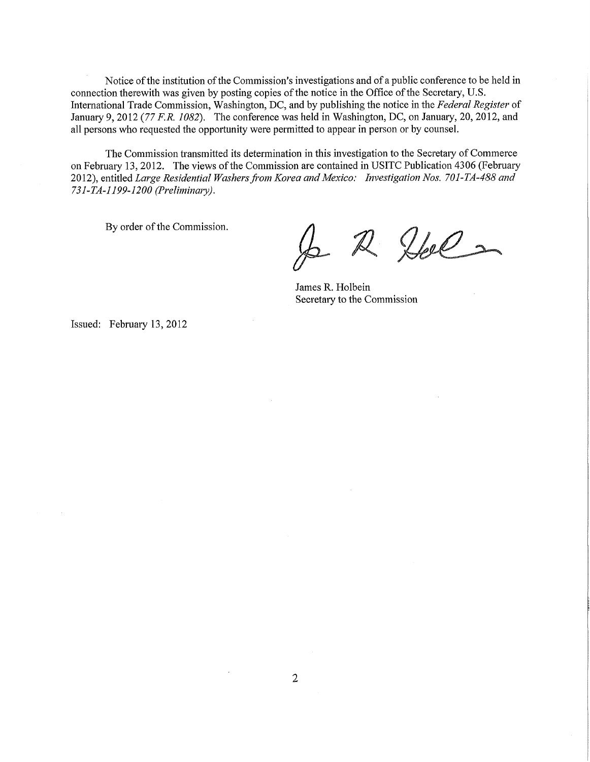Notice of the institution of the Commission's investigations and of a public conference to be held in connection therewith was given by posting copies of the notice in the Office of the Secretary, U.S. International Trade Commission, Washington, DC, and by publishing the notice in the *Federal Register* of January 9, 2012 (*77 F.R. 1082*). The conference was held in Washington, DC, on January, 20, 2012, and all persons who requested the opportunity were permitted to appear in person or by counsel.

The Commission transmitted its determination in this investigation to the Secretary of Commerce on February 13, 2012. The views of the Commission are contained in USITC Publication 4306 (February 2012), entitled *Large Residential Washers from Korea and Mexico: Investigation Nos. 701-TA-488 and 731-TA-1199-1200 (Preliminary)*.

By order of the Commission.

James R. Holbein
Secretary to the Commission

Issued: February 13, 2012